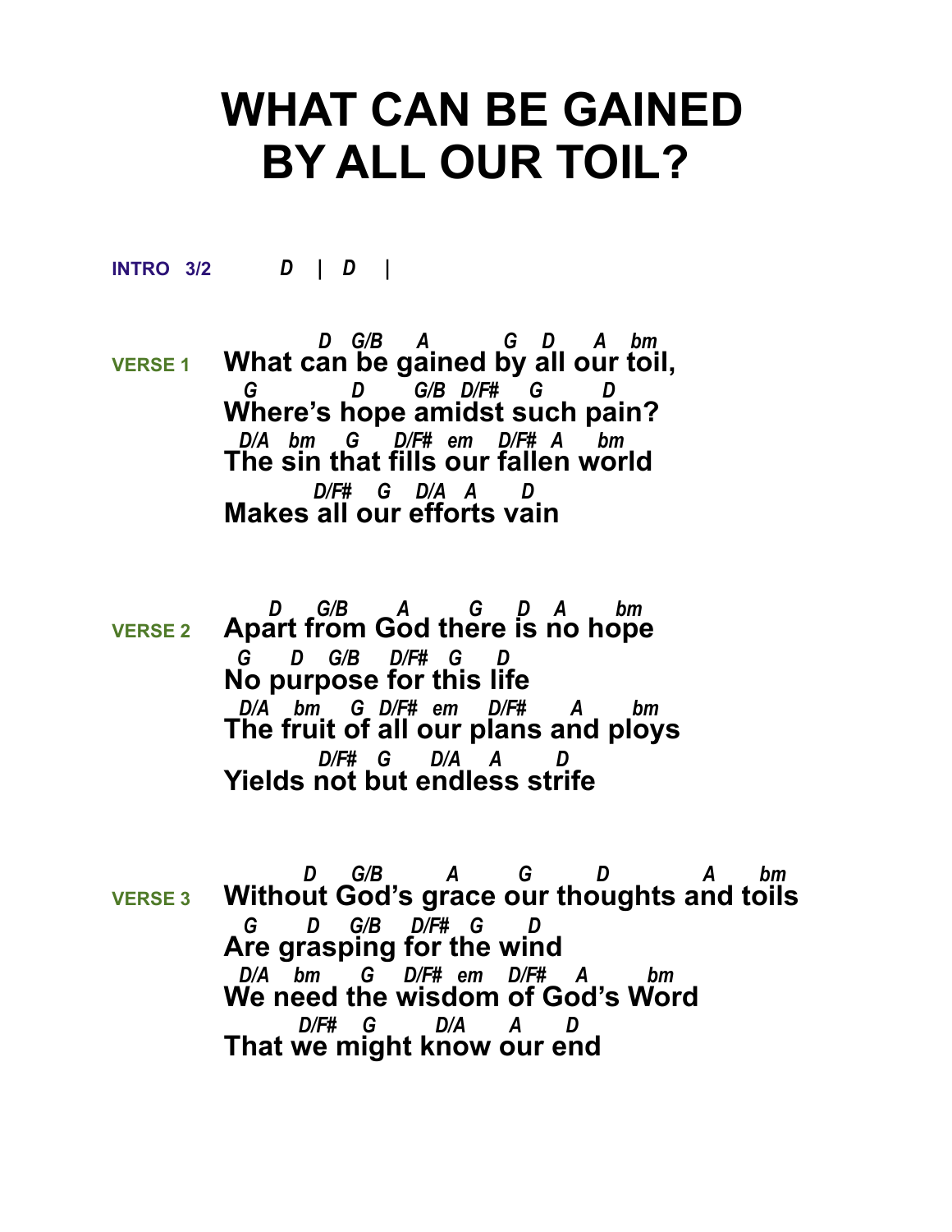# WHAT CAN BE GAINED BY ALL OUR TOIL?

**INTRO 3/2** *D | D |*

**VERSE 1**

```
              D   G/B     A           G    D      A    bm
What can be gained by all our toil,
  G           D      G/B  D/F#     G          D
Where's hope amidst such pain?
 D/A   bm     G      D/F#  em    D/F#  A     bm
The sin that fills our fallen world
            D/F#    G    D/A   A       D
Makes all our efforts vain
```

**VERSE 2**

```
      D      G/B       A          G      D    A        bm
Apart from God there is no hope
 G       D    G/B     D/F#   G       D
No purpose for this life
 D/A    bm     G  D/F#  em     D/F#       A       bm
The fruit of all our plans and ploys
            D/F#   G      D/A     A       D
Yields not but endless strife
```

**VERSE 3**

```
            D     G/B        A        G          D            A      bm
Without God's grace our thoughts and toils
  G      D    G/B    D/F#   G      D
Are grasping for the wind
 D/A    bm      G     D/F#  em    D/F#     A        bm
We need the wisdom of God's Word
          D/F#    G         D/A       A      D
That we might know our end
```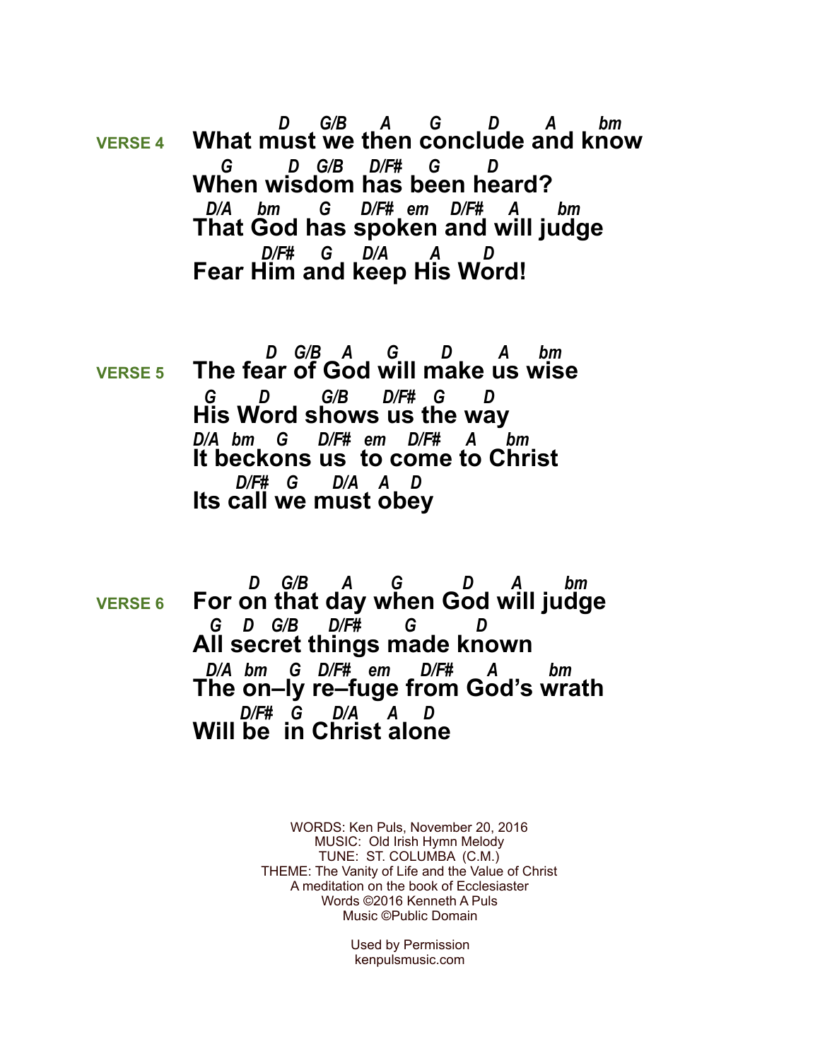**VERSE 4**

```
            D    G/B     A      G       D      A      bm
What must we then conclude and know
  G          D  G/B   D/F#   G      D
When wisdom has been heard?
 D/A    bm       G     D/F#  em   D/F#    A      bm
That God has spoken and will judge
         D/F#    G     D/A      A       D
Fear Him and keep His Word!
```

**VERSE 5**

```
          D  G/B   A      G       D        A     bm
The fear of God will make us wise
 G       D          G/B      D/F#   G       D
His Word shows us the way
D/A  bm    G     D/F#   em    D/F#     A     bm
It beckons us  to come to Christ
     D/F#   G       D/A   A    D
Its call we must obey
```

**VERSE 6**

```
        D   G/B      A       G          D      A       bm
For on that day when God will judge
  G   D   G/B     D/F#        G         D
All secret things made known
 D/A  bm    G   D/F#   em     D/F#      A        bm
The on–ly re–fuge from God's wrath
      D/F#  G     D/A     A    D
Will be  in Christ alone
```

WORDS: Ken Puls, November 20, 2016
MUSIC: Old Irish Hymn Melody
TUNE: ST. COLUMBA (C.M.)
THEME: The Vanity of Life and the Value of Christ
A meditation on the book of Ecclesiaster
Words ©2016 Kenneth A Puls
Music ©Public Domain

Used by Permission
kenpulsmusic.com